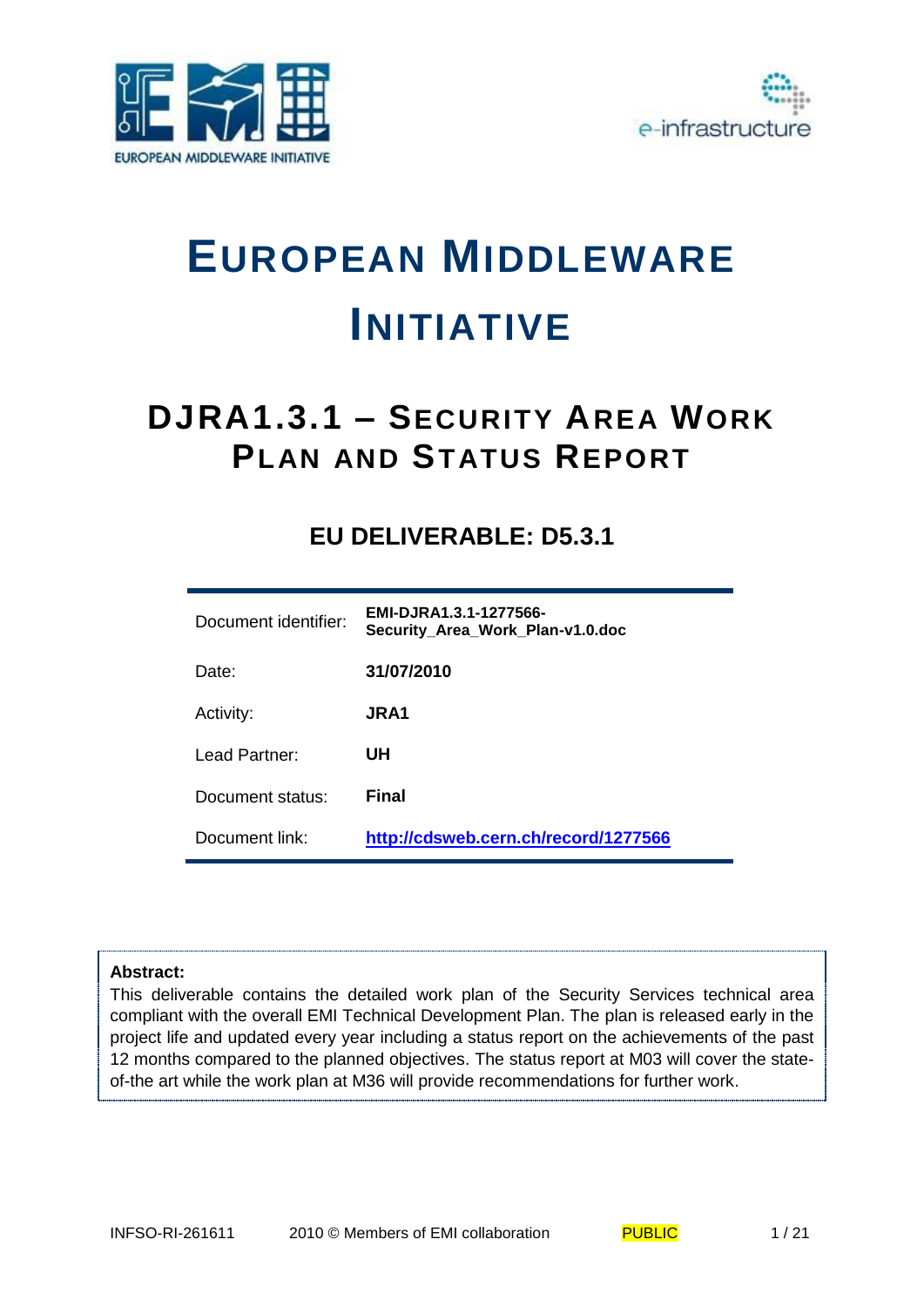# EUROPEAN MIDDLEWARE INITIATIVE

## DJRA1.3.1 – SECURITY AREA WORK PLAN AND STATUS REPORT

### EU DELIVERABLE: D5.3.1

| | |
|---|---|
| Document identifier: | **EMI-DJRA1.3.1-1277566-Security_Area_Work_Plan-v1.0.doc** |
| Date: | **31/07/2010** |
| Activity: | **JRA1** |
| Lead Partner: | **UH** |
| Document status: | **Final** |
| Document link: | **http://cdsweb.cern.ch/record/1277566** |

**Abstract:**
This deliverable contains the detailed work plan of the Security Services technical area compliant with the overall EMI Technical Development Plan. The plan is released early in the project life and updated every year including a status report on the achievements of the past 12 months compared to the planned objectives. The status report at M03 will cover the state-of-the art while the work plan at M36 will provide recommendations for further work.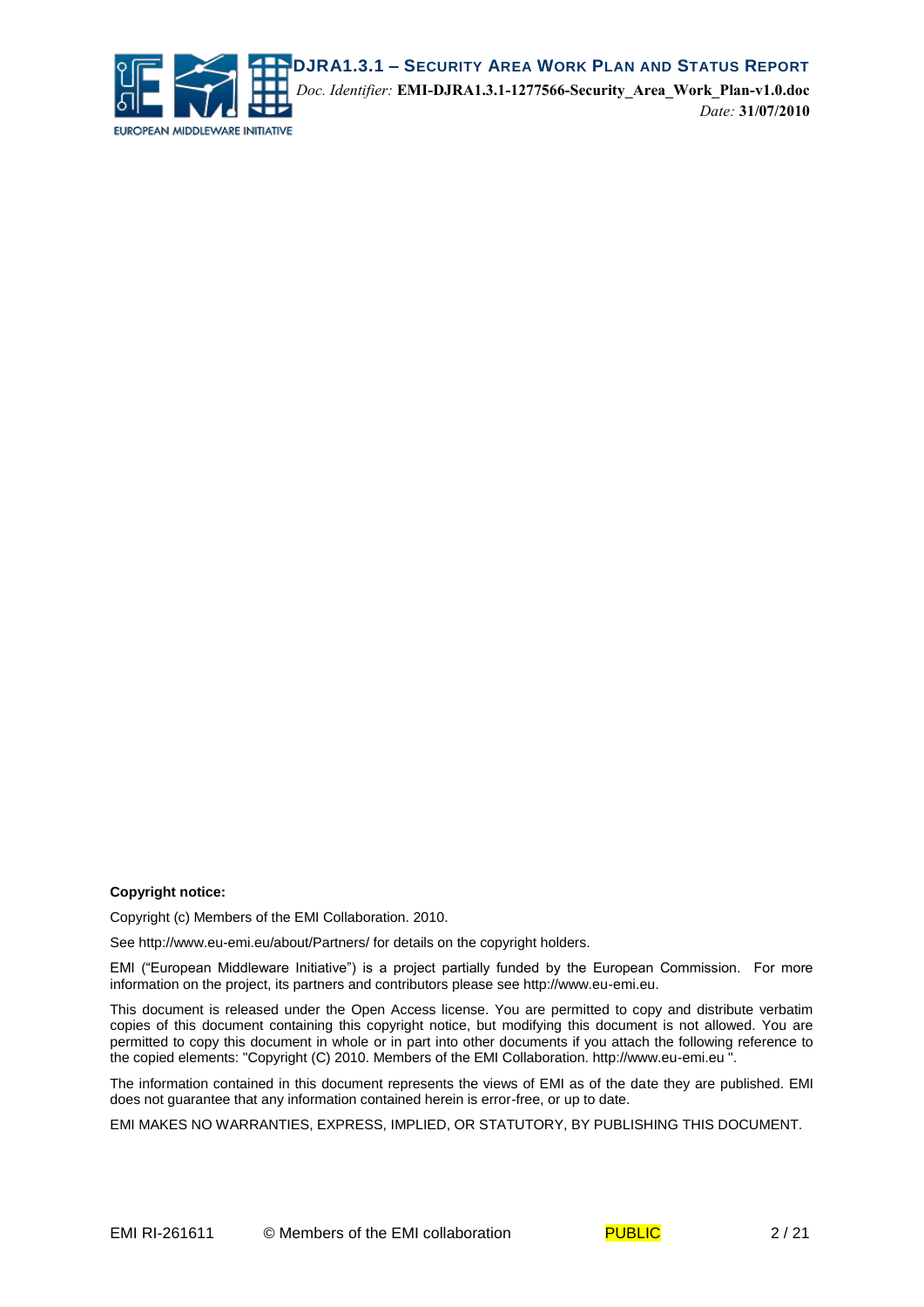**Copyright notice:**

Copyright (c) Members of the EMI Collaboration. 2010.

See http://www.eu-emi.eu/about/Partners/ for details on the copyright holders.

EMI ("European Middleware Initiative") is a project partially funded by the European Commission. For more information on the project, its partners and contributors please see http://www.eu-emi.eu.

This document is released under the Open Access license. You are permitted to copy and distribute verbatim copies of this document containing this copyright notice, but modifying this document is not allowed. You are permitted to copy this document in whole or in part into other documents if you attach the following reference to the copied elements: "Copyright (C) 2010. Members of the EMI Collaboration. http://www.eu-emi.eu ".

The information contained in this document represents the views of EMI as of the date they are published. EMI does not guarantee that any information contained herein is error-free, or up to date.

EMI MAKES NO WARRANTIES, EXPRESS, IMPLIED, OR STATUTORY, BY PUBLISHING THIS DOCUMENT.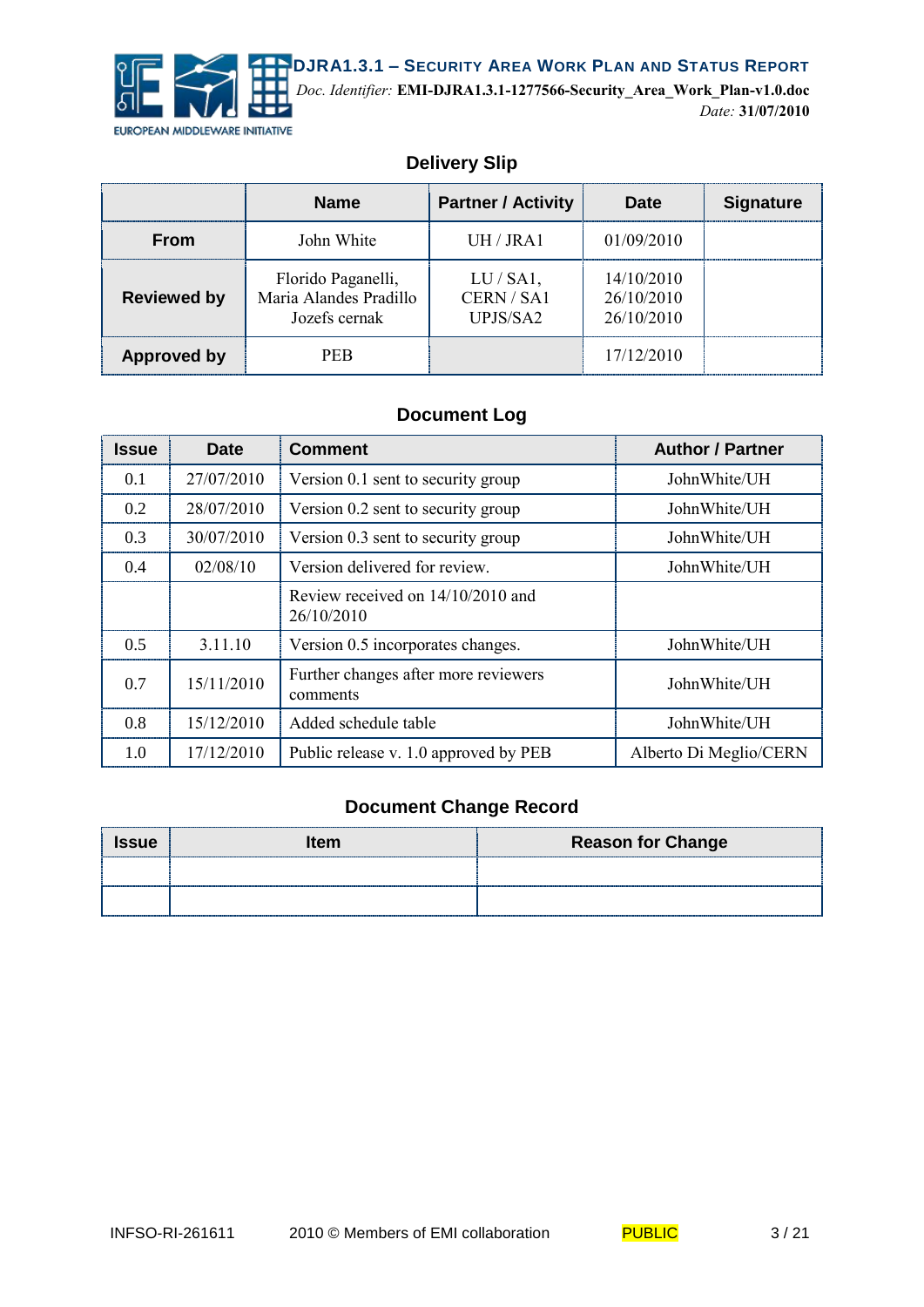## Delivery Slip

| | Name | Partner / Activity | Date | Signature |
|---|---|---|---|---|
| **From** | John White | UH / JRA1 | 01/09/2010 | |
| **Reviewed by** | Florido Paganelli, Maria Alandes Pradillo Jozefs cernak | LU / SA1, CERN / SA1 UPJS/SA2 | 14/10/2010 26/10/2010 26/10/2010 | |
| **Approved by** | PEB | | 17/12/2010 | |

## Document Log

| Issue | Date | Comment | Author / Partner |
|---|---|---|---|
| 0.1 | 27/07/2010 | Version 0.1 sent to security group | JohnWhite/UH |
| 0.2 | 28/07/2010 | Version 0.2 sent to security group | JohnWhite/UH |
| 0.3 | 30/07/2010 | Version 0.3 sent to security group | JohnWhite/UH |
| 0.4 | 02/08/10 | Version delivered for review. | JohnWhite/UH |
| | | Review received on 14/10/2010 and 26/10/2010 | |
| 0.5 | 3.11.10 | Version 0.5 incorporates changes. | JohnWhite/UH |
| 0.7 | 15/11/2010 | Further changes after more reviewers comments | JohnWhite/UH |
| 0.8 | 15/12/2010 | Added schedule table | JohnWhite/UH |
| 1.0 | 17/12/2010 | Public release v. 1.0 approved by PEB | Alberto Di Meglio/CERN |

## Document Change Record

| Issue | Item | Reason for Change |
|---|---|---|
| | | |
| | | |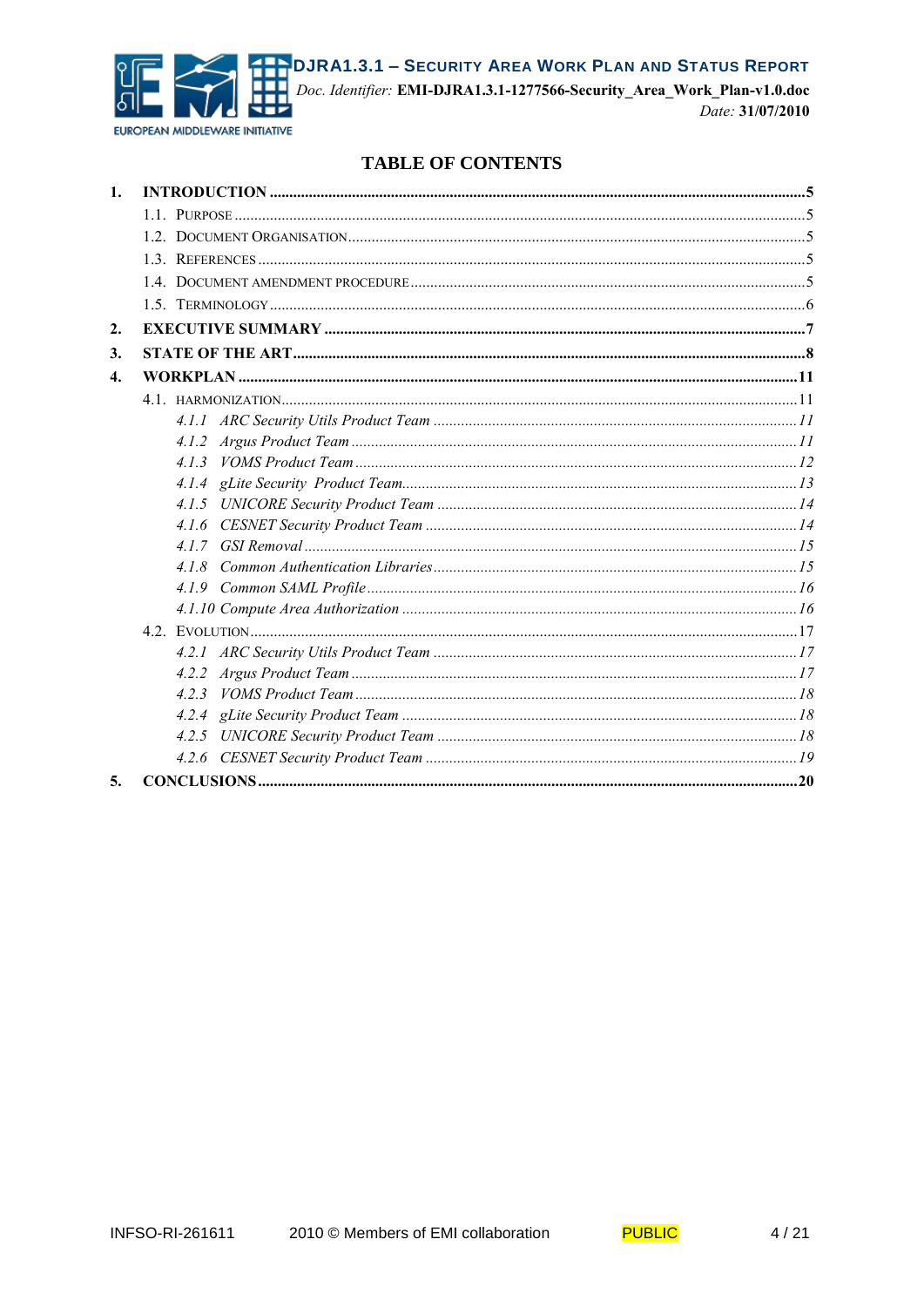# TABLE OF CONTENTS

1. **INTRODUCTION** ....................................................................................................................................5
   - 1.1. PURPOSE ........................................................................................................................................5
   - 1.2. DOCUMENT ORGANISATION .........................................................................................................5
   - 1.3. REFERENCES ...................................................................................................................................5
   - 1.4. DOCUMENT AMENDMENT PROCEDURE ..........................................................................................5
   - 1.5. TERMINOLOGY ................................................................................................................................6
2. **EXECUTIVE SUMMARY** ......................................................................................................................7
3. **STATE OF THE ART** ...............................................................................................................................8
4. **WORKPLAN** ............................................................................................................................................11
   - 4.1. HARMONIZATION ..........................................................................................................................11
     - *4.1.1 ARC Security Utils Product Team* ................................................................................11
     - *4.1.2 Argus Product Team* ......................................................................................................11
     - *4.1.3 VOMS Product Team* .....................................................................................................12
     - *4.1.4 gLite Security Product Team* .......................................................................................13
     - *4.1.5 UNICORE Security Product Team* .................................................................................14
     - *4.1.6 CESNET Security Product Team* ...................................................................................14
     - *4.1.7 GSI Removal* ..................................................................................................................15
     - *4.1.8 Common Authentication Libraries* ................................................................................15
     - *4.1.9 Common SAML Profile* ..................................................................................................16
     - *4.1.10 Compute Area Authorization* ......................................................................................16
   - 4.2. EVOLUTION .....................................................................................................................................17
     - *4.2.1 ARC Security Utils Product Team* ................................................................................17
     - *4.2.2 Argus Product Team* ......................................................................................................17
     - *4.2.3 VOMS Product Team* .....................................................................................................18
     - *4.2.4 gLite Security Product Team* .......................................................................................18
     - *4.2.5 UNICORE Security Product Team* .................................................................................18
     - *4.2.6 CESNET Security Product Team* ...................................................................................19
5. **CONCLUSIONS** ......................................................................................................................................20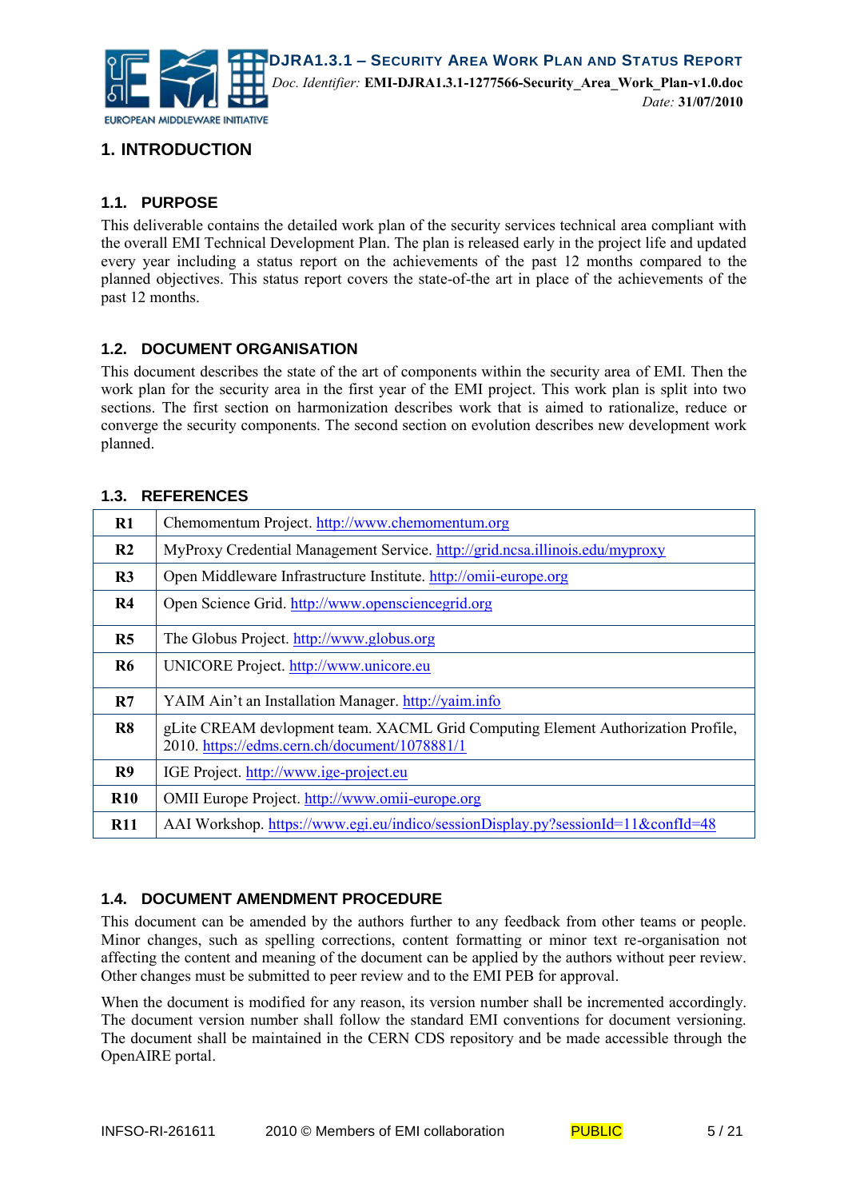# 1. INTRODUCTION

## 1.1. PURPOSE

This deliverable contains the detailed work plan of the security services technical area compliant with the overall EMI Technical Development Plan. The plan is released early in the project life and updated every year including a status report on the achievements of the past 12 months compared to the planned objectives. This status report covers the state-of-the art in place of the achievements of the past 12 months.

## 1.2. DOCUMENT ORGANISATION

This document describes the state of the art of components within the security area of EMI. Then the work plan for the security area in the first year of the EMI project. This work plan is split into two sections. The first section on harmonization describes work that is aimed to rationalize, reduce or converge the security components. The second section on evolution describes new development work planned.

## 1.3. REFERENCES

| | |
|---|---|
| **R1** | Chemomentum Project. http://www.chemomentum.org |
| **R2** | MyProxy Credential Management Service. http://grid.ncsa.illinois.edu/myproxy |
| **R3** | Open Middleware Infrastructure Institute. http://omii-europe.org |
| **R4** | Open Science Grid. http://www.opensciencegrid.org |
| **R5** | The Globus Project. http://www.globus.org |
| **R6** | UNICORE Project. http://www.unicore.eu |
| **R7** | YAIM Ain't an Installation Manager. http://yaim.info |
| **R8** | gLite CREAM devlopment team. XACML Grid Computing Element Authorization Profile, 2010. https://edms.cern.ch/document/1078881/1 |
| **R9** | IGE Project. http://www.ige-project.eu |
| **R10** | OMII Europe Project. http://www.omii-europe.org |
| **R11** | AAI Workshop. https://www.egi.eu/indico/sessionDisplay.py?sessionId=11&confId=48 |

## 1.4. DOCUMENT AMENDMENT PROCEDURE

This document can be amended by the authors further to any feedback from other teams or people. Minor changes, such as spelling corrections, content formatting or minor text re-organisation not affecting the content and meaning of the document can be applied by the authors without peer review. Other changes must be submitted to peer review and to the EMI PEB for approval.

When the document is modified for any reason, its version number shall be incremented accordingly. The document version number shall follow the standard EMI conventions for document versioning. The document shall be maintained in the CERN CDS repository and be made accessible through the OpenAIRE portal.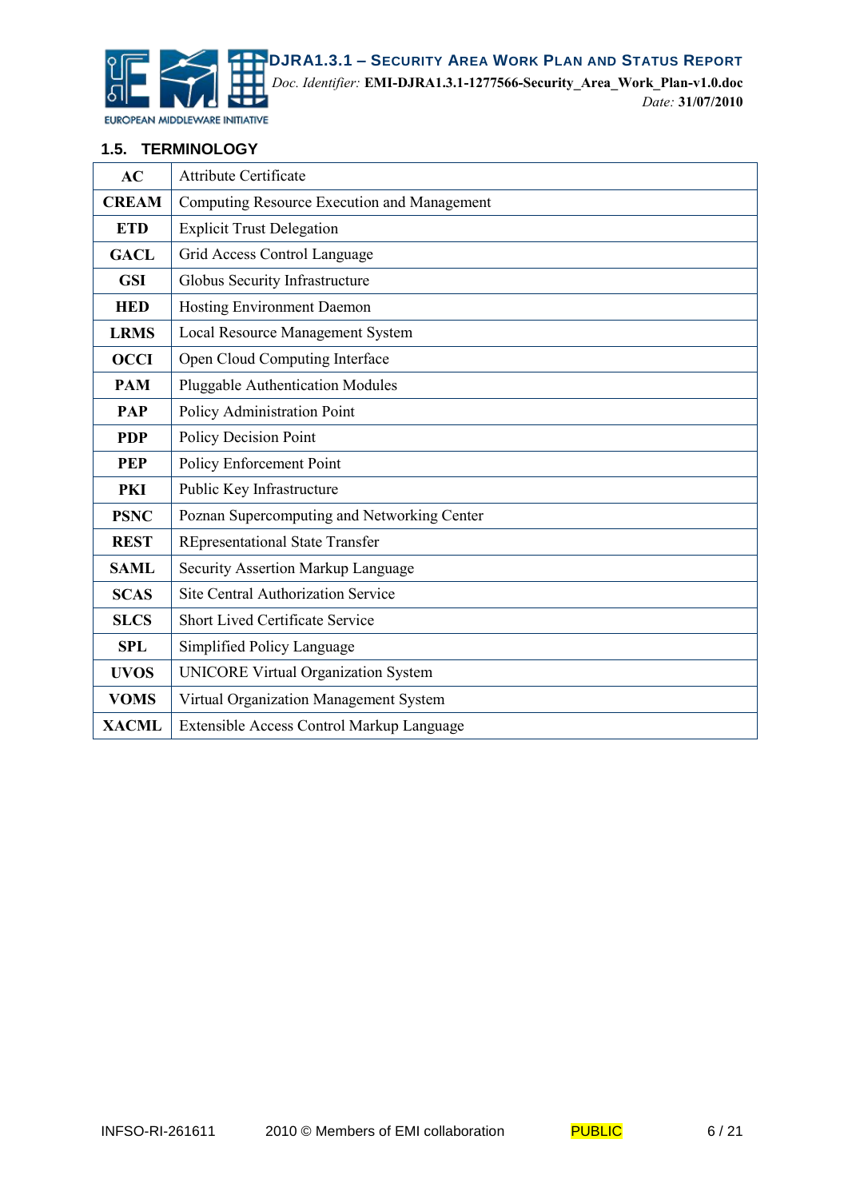### 1.5. TERMINOLOGY

| | |
|---|---|
| **AC** | Attribute Certificate |
| **CREAM** | Computing Resource Execution and Management |
| **ETD** | Explicit Trust Delegation |
| **GACL** | Grid Access Control Language |
| **GSI** | Globus Security Infrastructure |
| **HED** | Hosting Environment Daemon |
| **LRMS** | Local Resource Management System |
| **OCCI** | Open Cloud Computing Interface |
| **PAM** | Pluggable Authentication Modules |
| **PAP** | Policy Administration Point |
| **PDP** | Policy Decision Point |
| **PEP** | Policy Enforcement Point |
| **PKI** | Public Key Infrastructure |
| **PSNC** | Poznan Supercomputing and Networking Center |
| **REST** | REpresentational State Transfer |
| **SAML** | Security Assertion Markup Language |
| **SCAS** | Site Central Authorization Service |
| **SLCS** | Short Lived Certificate Service |
| **SPL** | Simplified Policy Language |
| **UVOS** | UNICORE Virtual Organization System |
| **VOMS** | Virtual Organization Management System |
| **XACML** | Extensible Access Control Markup Language |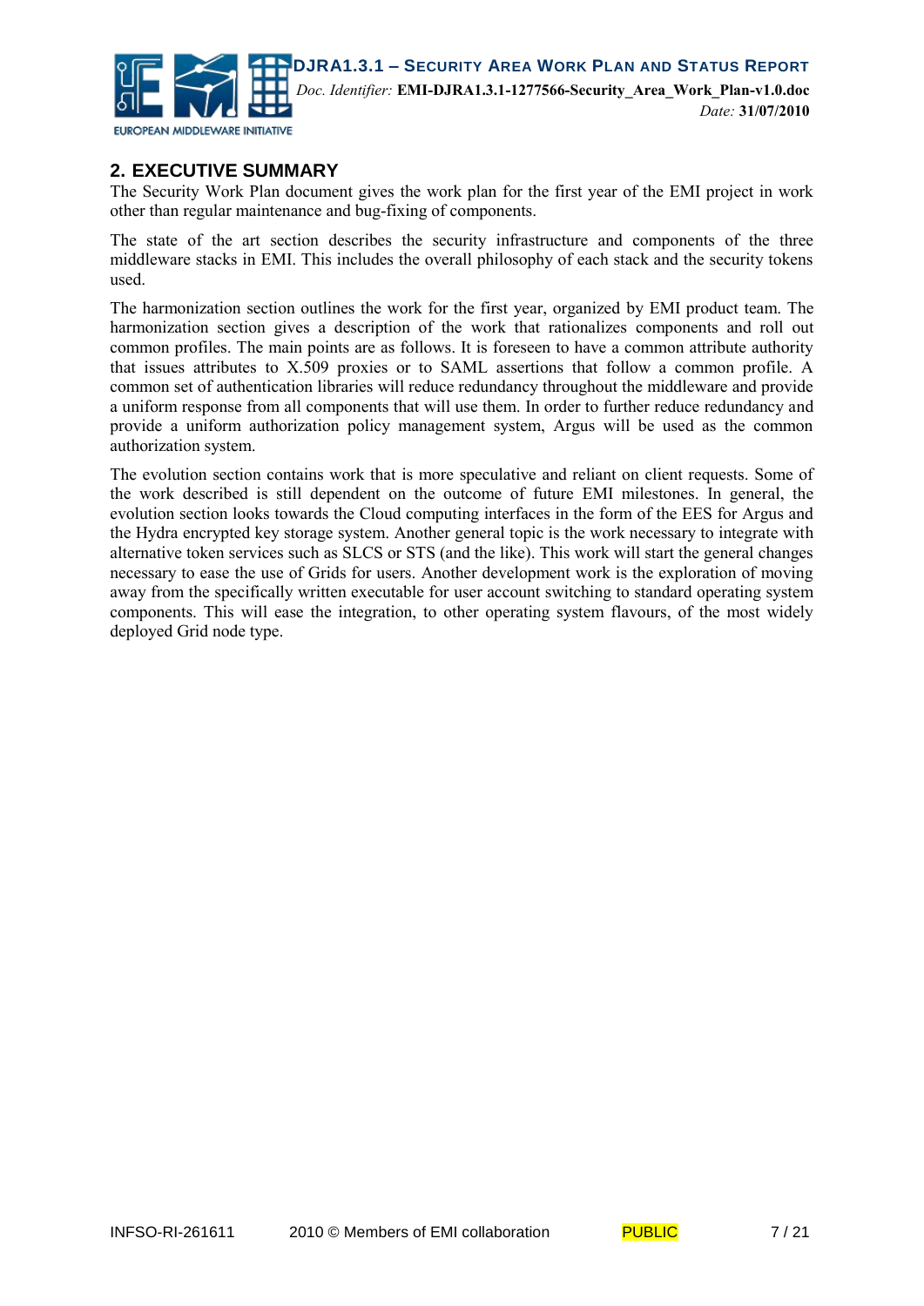## 2. EXECUTIVE SUMMARY

The Security Work Plan document gives the work plan for the first year of the EMI project in work other than regular maintenance and bug-fixing of components.

The state of the art section describes the security infrastructure and components of the three middleware stacks in EMI. This includes the overall philosophy of each stack and the security tokens used.

The harmonization section outlines the work for the first year, organized by EMI product team. The harmonization section gives a description of the work that rationalizes components and roll out common profiles. The main points are as follows. It is foreseen to have a common attribute authority that issues attributes to X.509 proxies or to SAML assertions that follow a common profile. A common set of authentication libraries will reduce redundancy throughout the middleware and provide a uniform response from all components that will use them. In order to further reduce redundancy and provide a uniform authorization policy management system, Argus will be used as the common authorization system.

The evolution section contains work that is more speculative and reliant on client requests. Some of the work described is still dependent on the outcome of future EMI milestones. In general, the evolution section looks towards the Cloud computing interfaces in the form of the EES for Argus and the Hydra encrypted key storage system. Another general topic is the work necessary to integrate with alternative token services such as SLCS or STS (and the like). This work will start the general changes necessary to ease the use of Grids for users. Another development work is the exploration of moving away from the specifically written executable for user account switching to standard operating system components. This will ease the integration, to other operating system flavours, of the most widely deployed Grid node type.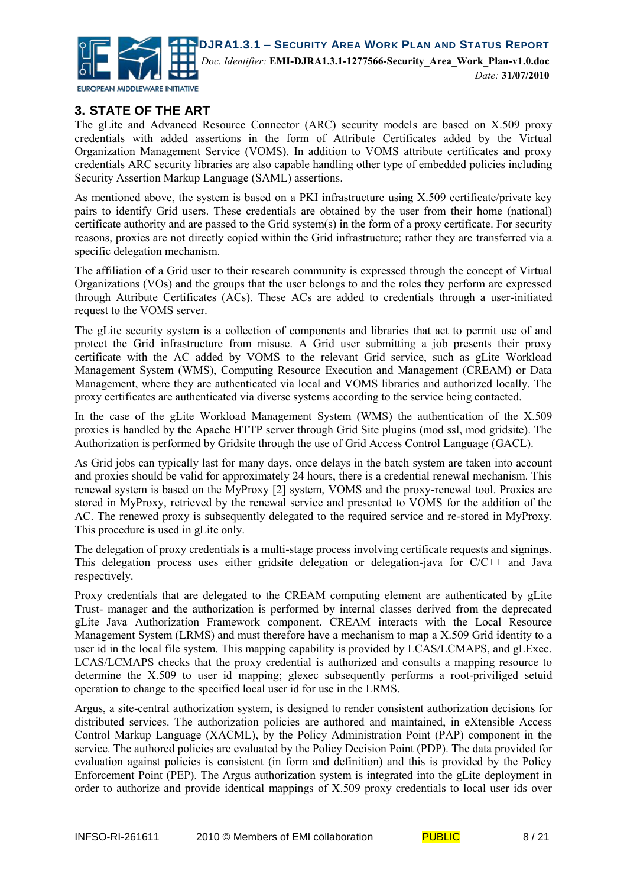## 3. STATE OF THE ART

The gLite and Advanced Resource Connector (ARC) security models are based on X.509 proxy credentials with added assertions in the form of Attribute Certificates added by the Virtual Organization Management Service (VOMS). In addition to VOMS attribute certificates and proxy credentials ARC security libraries are also capable handling other type of embedded policies including Security Assertion Markup Language (SAML) assertions.

As mentioned above, the system is based on a PKI infrastructure using X.509 certificate/private key pairs to identify Grid users. These credentials are obtained by the user from their home (national) certificate authority and are passed to the Grid system(s) in the form of a proxy certificate. For security reasons, proxies are not directly copied within the Grid infrastructure; rather they are transferred via a specific delegation mechanism.

The affiliation of a Grid user to their research community is expressed through the concept of Virtual Organizations (VOs) and the groups that the user belongs to and the roles they perform are expressed through Attribute Certificates (ACs). These ACs are added to credentials through a user-initiated request to the VOMS server.

The gLite security system is a collection of components and libraries that act to permit use of and protect the Grid infrastructure from misuse. A Grid user submitting a job presents their proxy certificate with the AC added by VOMS to the relevant Grid service, such as gLite Workload Management System (WMS), Computing Resource Execution and Management (CREAM) or Data Management, where they are authenticated via local and VOMS libraries and authorized locally. The proxy certificates are authenticated via diverse systems according to the service being contacted.

In the case of the gLite Workload Management System (WMS) the authentication of the X.509 proxies is handled by the Apache HTTP server through Grid Site plugins (mod ssl, mod gridsite). The Authorization is performed by Gridsite through the use of Grid Access Control Language (GACL).

As Grid jobs can typically last for many days, once delays in the batch system are taken into account and proxies should be valid for approximately 24 hours, there is a credential renewal mechanism. This renewal system is based on the MyProxy [2] system, VOMS and the proxy-renewal tool. Proxies are stored in MyProxy, retrieved by the renewal service and presented to VOMS for the addition of the AC. The renewed proxy is subsequently delegated to the required service and re-stored in MyProxy. This procedure is used in gLite only.

The delegation of proxy credentials is a multi-stage process involving certificate requests and signings. This delegation process uses either gridsite delegation or delegation-java for C/C++ and Java respectively.

Proxy credentials that are delegated to the CREAM computing element are authenticated by gLite Trust- manager and the authorization is performed by internal classes derived from the deprecated gLite Java Authorization Framework component. CREAM interacts with the Local Resource Management System (LRMS) and must therefore have a mechanism to map a X.509 Grid identity to a user id in the local file system. This mapping capability is provided by LCAS/LCMAPS, and gLExec. LCAS/LCMAPS checks that the proxy credential is authorized and consults a mapping resource to determine the X.509 to user id mapping; glexec subsequently performs a root-priviliged setuid operation to change to the specified local user id for use in the LRMS.

Argus, a site-central authorization system, is designed to render consistent authorization decisions for distributed services. The authorization policies are authored and maintained, in eXtensible Access Control Markup Language (XACML), by the Policy Administration Point (PAP) component in the service. The authored policies are evaluated by the Policy Decision Point (PDP). The data provided for evaluation against policies is consistent (in form and definition) and this is provided by the Policy Enforcement Point (PEP). The Argus authorization system is integrated into the gLite deployment in order to authorize and provide identical mappings of X.509 proxy credentials to local user ids over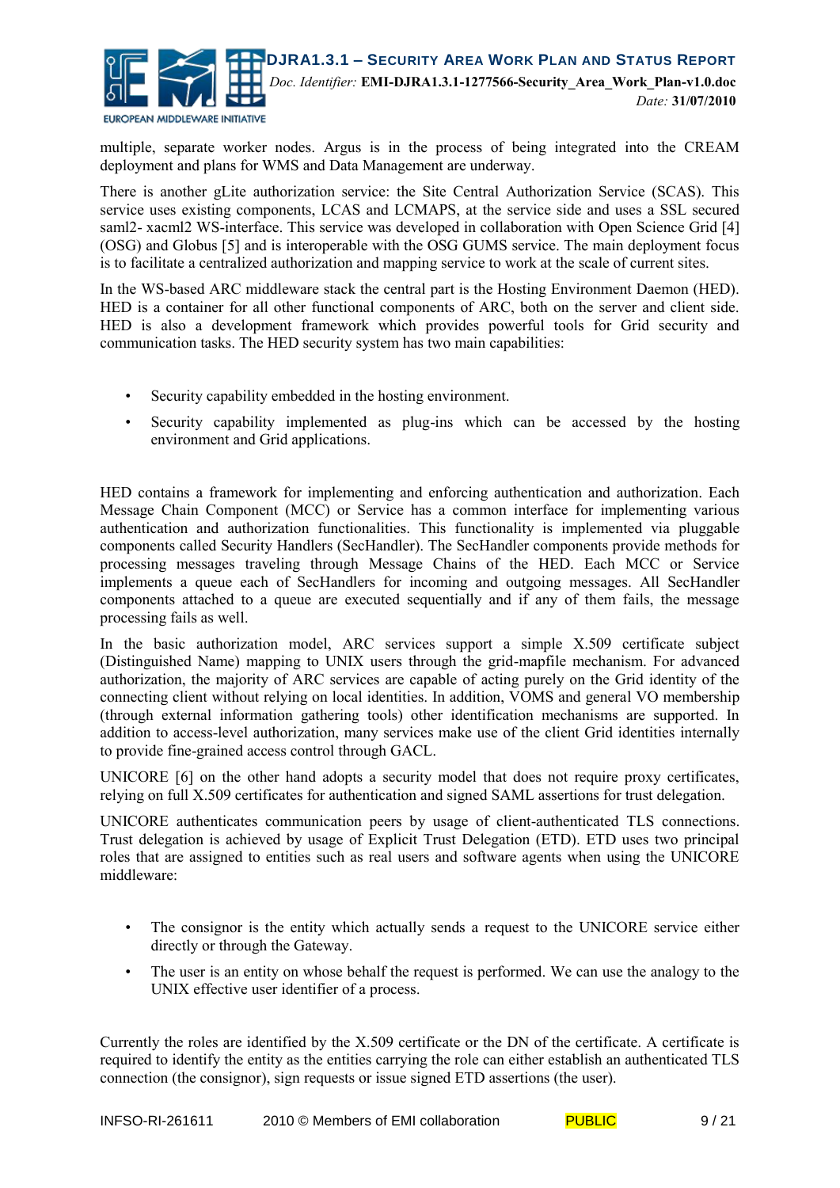multiple, separate worker nodes. Argus is in the process of being integrated into the CREAM deployment and plans for WMS and Data Management are underway.

There is another gLite authorization service: the Site Central Authorization Service (SCAS). This service uses existing components, LCAS and LCMAPS, at the service side and uses a SSL secured saml2- xacml2 WS-interface. This service was developed in collaboration with Open Science Grid [4] (OSG) and Globus [5] and is interoperable with the OSG GUMS service. The main deployment focus is to facilitate a centralized authorization and mapping service to work at the scale of current sites.

In the WS-based ARC middleware stack the central part is the Hosting Environment Daemon (HED). HED is a container for all other functional components of ARC, both on the server and client side. HED is also a development framework which provides powerful tools for Grid security and communication tasks. The HED security system has two main capabilities:

- Security capability embedded in the hosting environment.
- Security capability implemented as plug-ins which can be accessed by the hosting environment and Grid applications.

HED contains a framework for implementing and enforcing authentication and authorization. Each Message Chain Component (MCC) or Service has a common interface for implementing various authentication and authorization functionalities. This functionality is implemented via pluggable components called Security Handlers (SecHandler). The SecHandler components provide methods for processing messages traveling through Message Chains of the HED. Each MCC or Service implements a queue each of SecHandlers for incoming and outgoing messages. All SecHandler components attached to a queue are executed sequentially and if any of them fails, the message processing fails as well.

In the basic authorization model, ARC services support a simple X.509 certificate subject (Distinguished Name) mapping to UNIX users through the grid-mapfile mechanism. For advanced authorization, the majority of ARC services are capable of acting purely on the Grid identity of the connecting client without relying on local identities. In addition, VOMS and general VO membership (through external information gathering tools) other identification mechanisms are supported. In addition to access-level authorization, many services make use of the client Grid identities internally to provide fine-grained access control through GACL.

UNICORE [6] on the other hand adopts a security model that does not require proxy certificates, relying on full X.509 certificates for authentication and signed SAML assertions for trust delegation.

UNICORE authenticates communication peers by usage of client-authenticated TLS connections. Trust delegation is achieved by usage of Explicit Trust Delegation (ETD). ETD uses two principal roles that are assigned to entities such as real users and software agents when using the UNICORE middleware:

- The consignor is the entity which actually sends a request to the UNICORE service either directly or through the Gateway.
- The user is an entity on whose behalf the request is performed. We can use the analogy to the UNIX effective user identifier of a process.

Currently the roles are identified by the X.509 certificate or the DN of the certificate. A certificate is required to identify the entity as the entities carrying the role can either establish an authenticated TLS connection (the consignor), sign requests or issue signed ETD assertions (the user).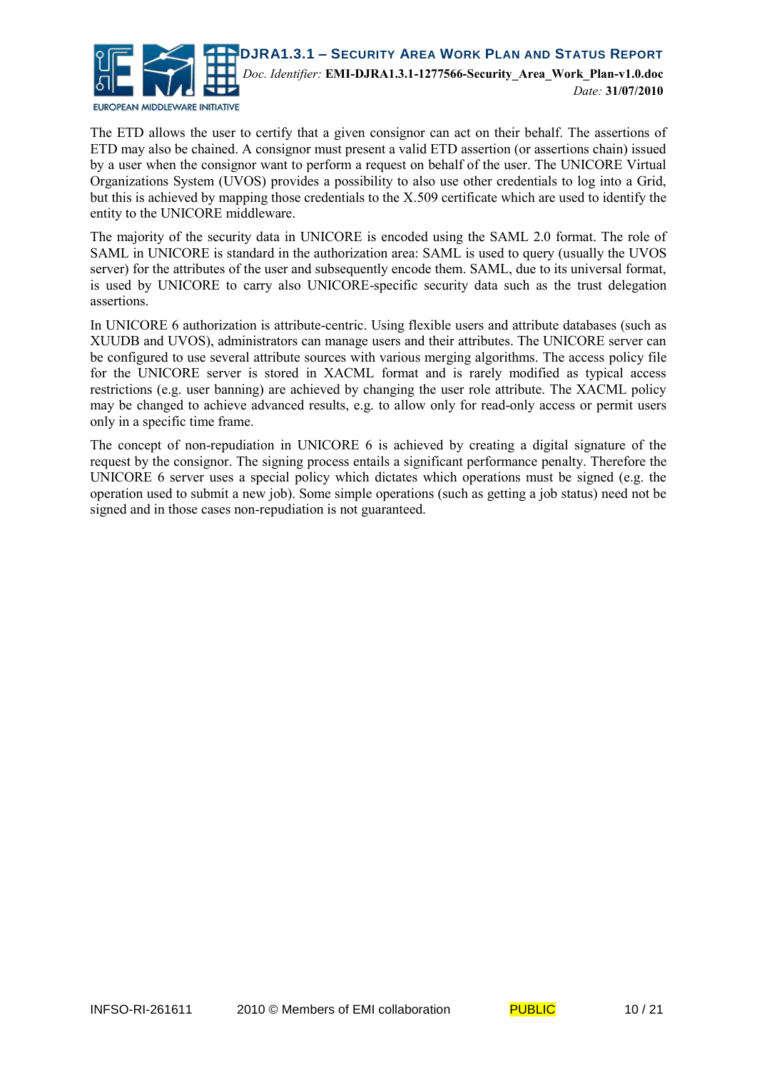The ETD allows the user to certify that a given consignor can act on their behalf. The assertions of ETD may also be chained. A consignor must present a valid ETD assertion (or assertions chain) issued by a user when the consignor want to perform a request on behalf of the user. The UNICORE Virtual Organizations System (UVOS) provides a possibility to also use other credentials to log into a Grid, but this is achieved by mapping those credentials to the X.509 certificate which are used to identify the entity to the UNICORE middleware.

The majority of the security data in UNICORE is encoded using the SAML 2.0 format. The role of SAML in UNICORE is standard in the authorization area: SAML is used to query (usually the UVOS server) for the attributes of the user and subsequently encode them. SAML, due to its universal format, is used by UNICORE to carry also UNICORE-specific security data such as the trust delegation assertions.

In UNICORE 6 authorization is attribute-centric. Using flexible users and attribute databases (such as XUUDB and UVOS), administrators can manage users and their attributes. The UNICORE server can be configured to use several attribute sources with various merging algorithms. The access policy file for the UNICORE server is stored in XACML format and is rarely modified as typical access restrictions (e.g. user banning) are achieved by changing the user role attribute. The XACML policy may be changed to achieve advanced results, e.g. to allow only for read-only access or permit users only in a specific time frame.

The concept of non-repudiation in UNICORE 6 is achieved by creating a digital signature of the request by the consignor. The signing process entails a significant performance penalty. Therefore the UNICORE 6 server uses a special policy which dictates which operations must be signed (e.g. the operation used to submit a new job). Some simple operations (such as getting a job status) need not be signed and in those cases non-repudiation is not guaranteed.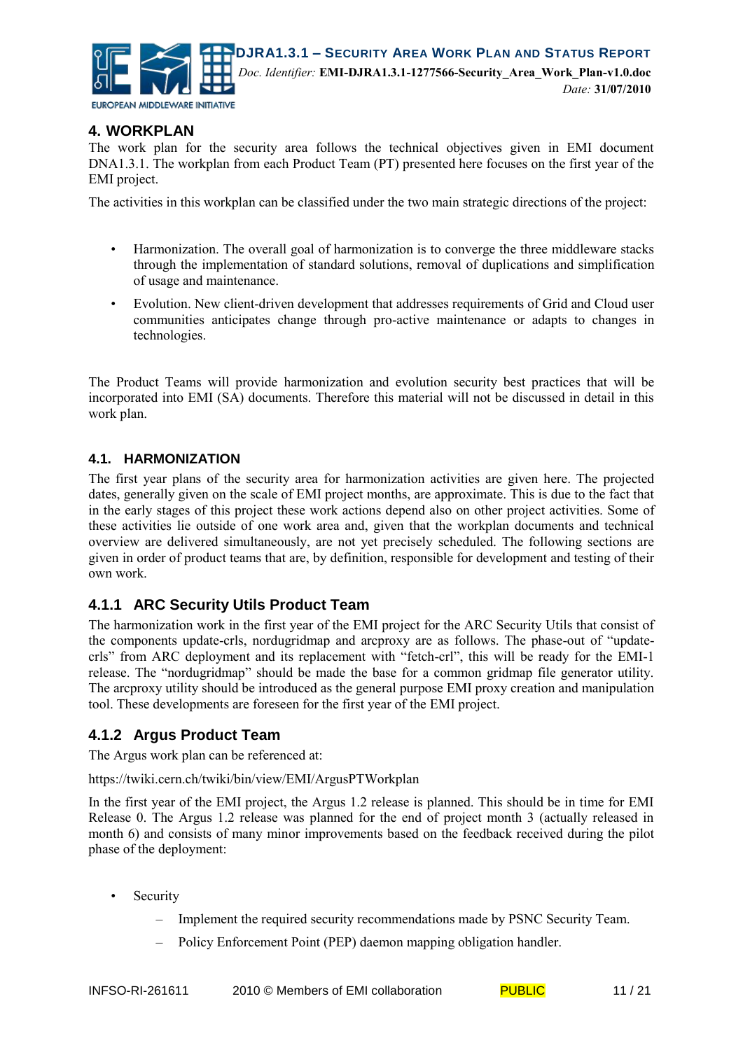# 4. WORKPLAN

The work plan for the security area follows the technical objectives given in EMI document DNA1.3.1. The workplan from each Product Team (PT) presented here focuses on the first year of the EMI project.

The activities in this workplan can be classified under the two main strategic directions of the project:

- Harmonization. The overall goal of harmonization is to converge the three middleware stacks through the implementation of standard solutions, removal of duplications and simplification of usage and maintenance.
- Evolution. New client-driven development that addresses requirements of Grid and Cloud user communities anticipates change through pro-active maintenance or adapts to changes in technologies.

The Product Teams will provide harmonization and evolution security best practices that will be incorporated into EMI (SA) documents. Therefore this material will not be discussed in detail in this work plan.

## 4.1. HARMONIZATION

The first year plans of the security area for harmonization activities are given here. The projected dates, generally given on the scale of EMI project months, are approximate. This is due to the fact that in the early stages of this project these work actions depend also on other project activities. Some of these activities lie outside of one work area and, given that the workplan documents and technical overview are delivered simultaneously, are not yet precisely scheduled. The following sections are given in order of product teams that are, by definition, responsible for development and testing of their own work.

### 4.1.1 ARC Security Utils Product Team

The harmonization work in the first year of the EMI project for the ARC Security Utils that consist of the components update-crls, nordugridmap and arcproxy are as follows. The phase-out of "update-crls" from ARC deployment and its replacement with "fetch-crl", this will be ready for the EMI-1 release. The "nordugridmap" should be made the base for a common gridmap file generator utility. The arcproxy utility should be introduced as the general purpose EMI proxy creation and manipulation tool. These developments are foreseen for the first year of the EMI project.

### 4.1.2 Argus Product Team

The Argus work plan can be referenced at:

https://twiki.cern.ch/twiki/bin/view/EMI/ArgusPTWorkplan

In the first year of the EMI project, the Argus 1.2 release is planned. This should be in time for EMI Release 0. The Argus 1.2 release was planned for the end of project month 3 (actually released in month 6) and consists of many minor improvements based on the feedback received during the pilot phase of the deployment:

- Security
  - Implement the required security recommendations made by PSNC Security Team.
  - Policy Enforcement Point (PEP) daemon mapping obligation handler.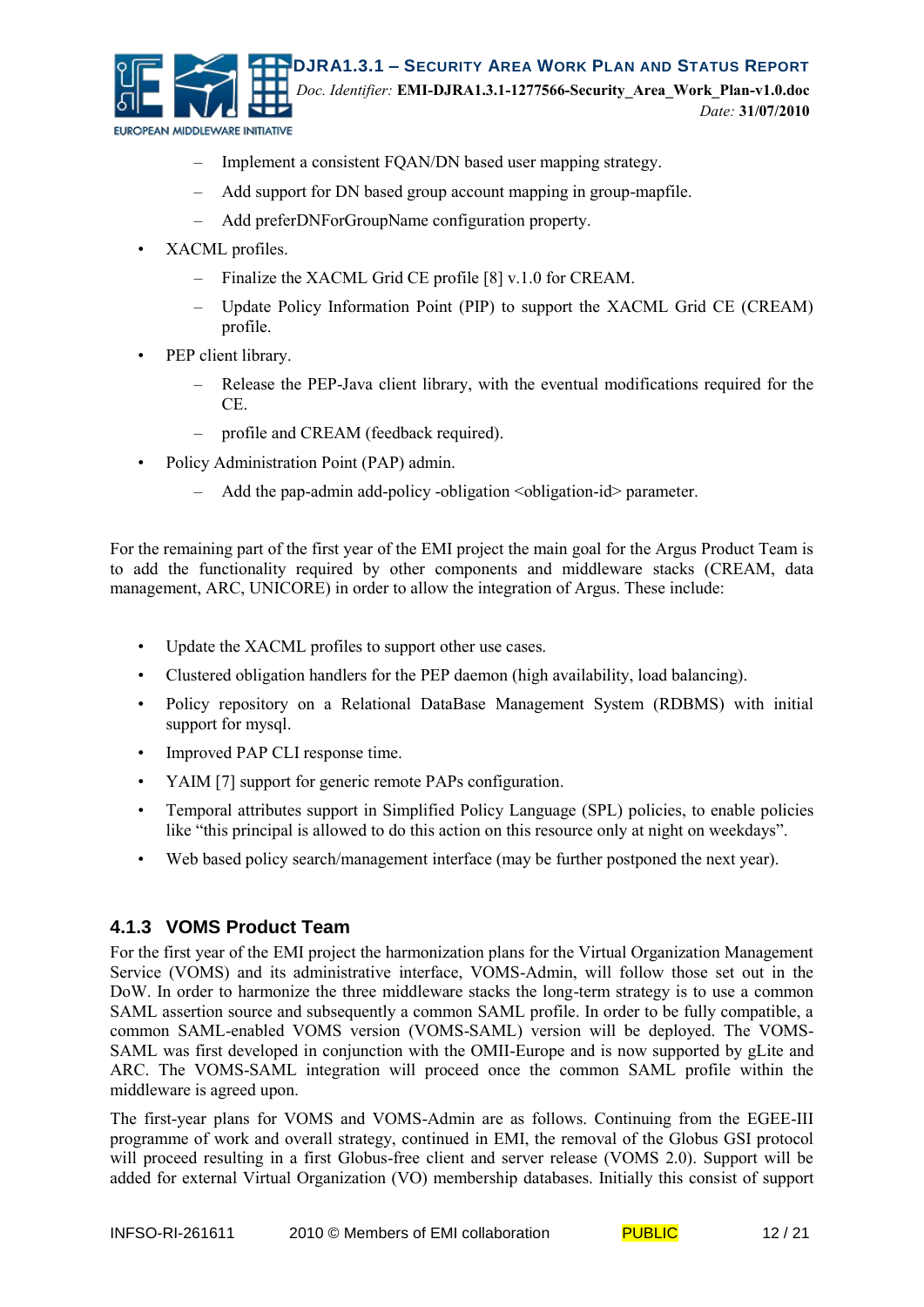- Implement a consistent FQAN/DN based user mapping strategy.
  - Add support for DN based group account mapping in group-mapfile.
  - Add preferDNForGroupName configuration property.
- XACML profiles.
  - Finalize the XACML Grid CE profile [8] v.1.0 for CREAM.
  - Update Policy Information Point (PIP) to support the XACML Grid CE (CREAM) profile.
- PEP client library.
  - Release the PEP-Java client library, with the eventual modifications required for the CE.
  - profile and CREAM (feedback required).
- Policy Administration Point (PAP) admin.
  - Add the pap-admin add-policy -obligation <obligation-id> parameter.

For the remaining part of the first year of the EMI project the main goal for the Argus Product Team is to add the functionality required by other components and middleware stacks (CREAM, data management, ARC, UNICORE) in order to allow the integration of Argus. These include:

- Update the XACML profiles to support other use cases.
- Clustered obligation handlers for the PEP daemon (high availability, load balancing).
- Policy repository on a Relational DataBase Management System (RDBMS) with initial support for mysql.
- Improved PAP CLI response time.
- YAIM [7] support for generic remote PAPs configuration.
- Temporal attributes support in Simplified Policy Language (SPL) policies, to enable policies like “this principal is allowed to do this action on this resource only at night on weekdays”.
- Web based policy search/management interface (may be further postponed the next year).

### 4.1.3 VOMS Product Team

For the first year of the EMI project the harmonization plans for the Virtual Organization Management Service (VOMS) and its administrative interface, VOMS-Admin, will follow those set out in the DoW. In order to harmonize the three middleware stacks the long-term strategy is to use a common SAML assertion source and subsequently a common SAML profile. In order to be fully compatible, a common SAML-enabled VOMS version (VOMS-SAML) version will be deployed. The VOMS-SAML was first developed in conjunction with the OMII-Europe and is now supported by gLite and ARC. The VOMS-SAML integration will proceed once the common SAML profile within the middleware is agreed upon.

The first-year plans for VOMS and VOMS-Admin are as follows. Continuing from the EGEE-III programme of work and overall strategy, continued in EMI, the removal of the Globus GSI protocol will proceed resulting in a first Globus-free client and server release (VOMS 2.0). Support will be added for external Virtual Organization (VO) membership databases. Initially this consist of support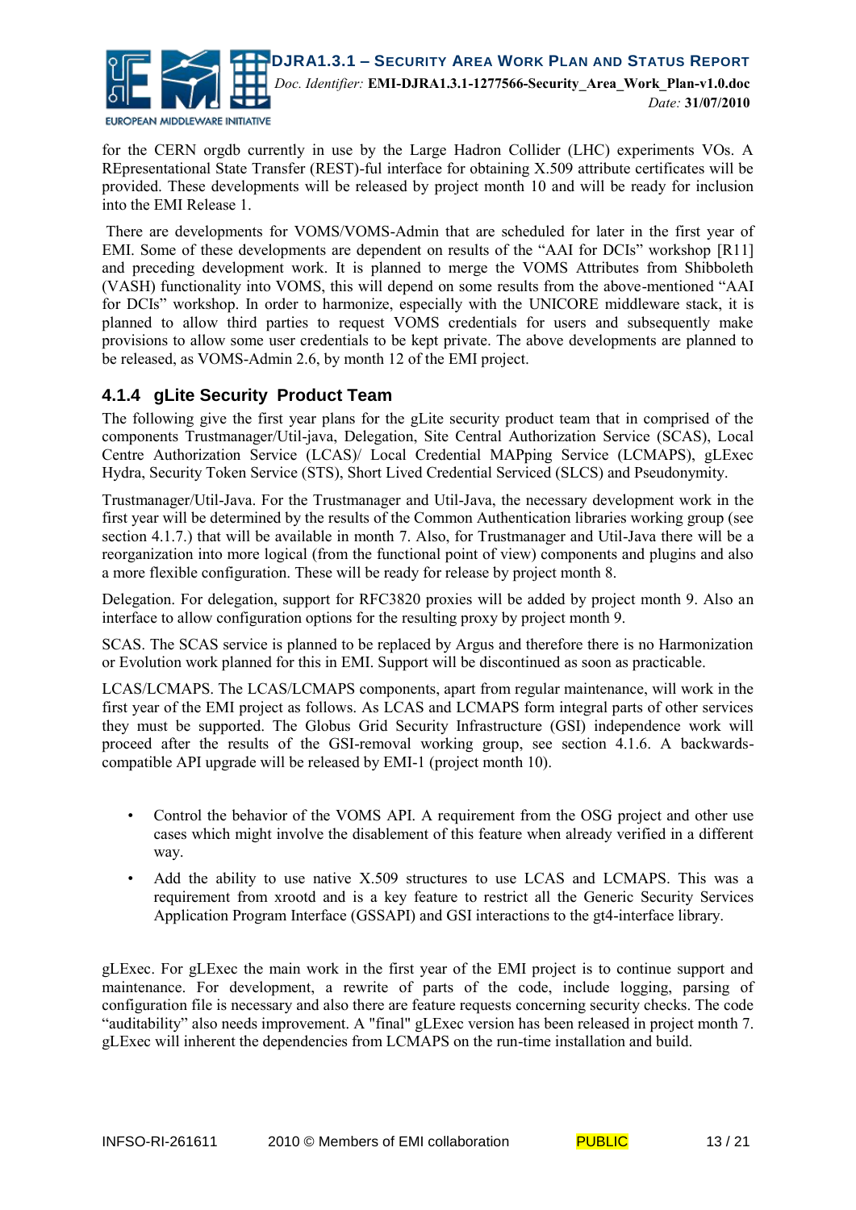for the CERN orgdb currently in use by the Large Hadron Collider (LHC) experiments VOs. A REpresentational State Transfer (REST)-ful interface for obtaining X.509 attribute certificates will be provided. These developments will be released by project month 10 and will be ready for inclusion into the EMI Release 1.

There are developments for VOMS/VOMS-Admin that are scheduled for later in the first year of EMI. Some of these developments are dependent on results of the "AAI for DCIs" workshop [R11] and preceding development work. It is planned to merge the VOMS Attributes from Shibboleth (VASH) functionality into VOMS, this will depend on some results from the above-mentioned "AAI for DCIs" workshop. In order to harmonize, especially with the UNICORE middleware stack, it is planned to allow third parties to request VOMS credentials for users and subsequently make provisions to allow some user credentials to be kept private. The above developments are planned to be released, as VOMS-Admin 2.6, by month 12 of the EMI project.

### 4.1.4 gLite Security Product Team

The following give the first year plans for the gLite security product team that in comprised of the components Trustmanager/Util-java, Delegation, Site Central Authorization Service (SCAS), Local Centre Authorization Service (LCAS)/ Local Credential MAPping Service (LCMAPS), gLExec Hydra, Security Token Service (STS), Short Lived Credential Serviced (SLCS) and Pseudonymity.

Trustmanager/Util-Java. For the Trustmanager and Util-Java, the necessary development work in the first year will be determined by the results of the Common Authentication libraries working group (see section 4.1.7.) that will be available in month 7. Also, for Trustmanager and Util-Java there will be a reorganization into more logical (from the functional point of view) components and plugins and also a more flexible configuration. These will be ready for release by project month 8.

Delegation. For delegation, support for RFC3820 proxies will be added by project month 9. Also an interface to allow configuration options for the resulting proxy by project month 9.

SCAS. The SCAS service is planned to be replaced by Argus and therefore there is no Harmonization or Evolution work planned for this in EMI. Support will be discontinued as soon as practicable.

LCAS/LCMAPS. The LCAS/LCMAPS components, apart from regular maintenance, will work in the first year of the EMI project as follows. As LCAS and LCMAPS form integral parts of other services they must be supported. The Globus Grid Security Infrastructure (GSI) independence work will proceed after the results of the GSI-removal working group, see section 4.1.6. A backwards-compatible API upgrade will be released by EMI-1 (project month 10).

- Control the behavior of the VOMS API. A requirement from the OSG project and other use cases which might involve the disablement of this feature when already verified in a different way.
- Add the ability to use native X.509 structures to use LCAS and LCMAPS. This was a requirement from xrootd and is a key feature to restrict all the Generic Security Services Application Program Interface (GSSAPI) and GSI interactions to the gt4-interface library.

gLExec. For gLExec the main work in the first year of the EMI project is to continue support and maintenance. For development, a rewrite of parts of the code, include logging, parsing of configuration file is necessary and also there are feature requests concerning security checks. The code "auditability" also needs improvement. A "final" gLExec version has been released in project month 7. gLExec will inherent the dependencies from LCMAPS on the run-time installation and build.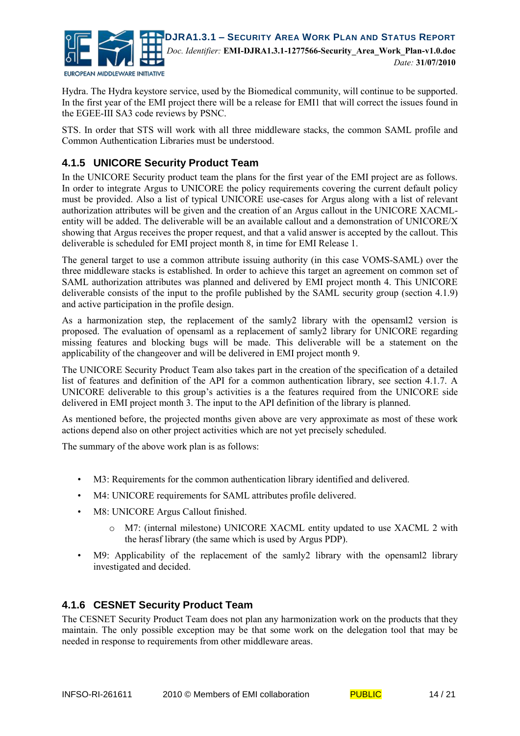Hydra. The Hydra keystore service, used by the Biomedical community, will continue to be supported. In the first year of the EMI project there will be a release for EMI1 that will correct the issues found in the EGEE-III SA3 code reviews by PSNC.

STS. In order that STS will work with all three middleware stacks, the common SAML profile and Common Authentication Libraries must be understood.

### 4.1.5 UNICORE Security Product Team

In the UNICORE Security product team the plans for the first year of the EMI project are as follows. In order to integrate Argus to UNICORE the policy requirements covering the current default policy must be provided. Also a list of typical UNICORE use-cases for Argus along with a list of relevant authorization attributes will be given and the creation of an Argus callout in the UNICORE XACML-entity will be added. The deliverable will be an available callout and a demonstration of UNICORE/X showing that Argus receives the proper request, and that a valid answer is accepted by the callout. This deliverable is scheduled for EMI project month 8, in time for EMI Release 1.

The general target to use a common attribute issuing authority (in this case VOMS-SAML) over the three middleware stacks is established. In order to achieve this target an agreement on common set of SAML authorization attributes was planned and delivered by EMI project month 4. This UNICORE deliverable consists of the input to the profile published by the SAML security group (section 4.1.9) and active participation in the profile design.

As a harmonization step, the replacement of the samly2 library with the opensaml2 version is proposed. The evaluation of opensaml as a replacement of samly2 library for UNICORE regarding missing features and blocking bugs will be made. This deliverable will be a statement on the applicability of the changeover and will be delivered in EMI project month 9.

The UNICORE Security Product Team also takes part in the creation of the specification of a detailed list of features and definition of the API for a common authentication library, see section 4.1.7. A UNICORE deliverable to this group's activities is a the features required from the UNICORE side delivered in EMI project month 3. The input to the API definition of the library is planned.

As mentioned before, the projected months given above are very approximate as most of these work actions depend also on other project activities which are not yet precisely scheduled.

The summary of the above work plan is as follows:

- M3: Requirements for the common authentication library identified and delivered.
- M4: UNICORE requirements for SAML attributes profile delivered.
- M8: UNICORE Argus Callout finished.
  - M7: (internal milestone) UNICORE XACML entity updated to use XACML 2 with the herasf library (the same which is used by Argus PDP).
- M9: Applicability of the replacement of the samly2 library with the opensaml2 library investigated and decided.

### 4.1.6 CESNET Security Product Team

The CESNET Security Product Team does not plan any harmonization work on the products that they maintain. The only possible exception may be that some work on the delegation tool that may be needed in response to requirements from other middleware areas.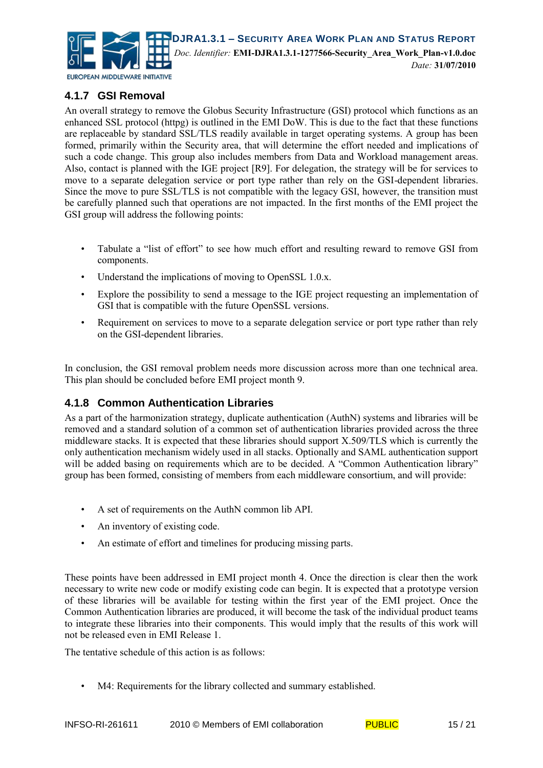### 4.1.7 GSI Removal

An overall strategy to remove the Globus Security Infrastructure (GSI) protocol which functions as an enhanced SSL protocol (httpg) is outlined in the EMI DoW. This is due to the fact that these functions are replaceable by standard SSL/TLS readily available in target operating systems. A group has been formed, primarily within the Security area, that will determine the effort needed and implications of such a code change. This group also includes members from Data and Workload management areas. Also, contact is planned with the IGE project [R9]. For delegation, the strategy will be for services to move to a separate delegation service or port type rather than rely on the GSI-dependent libraries. Since the move to pure SSL/TLS is not compatible with the legacy GSI, however, the transition must be carefully planned such that operations are not impacted. In the first months of the EMI project the GSI group will address the following points:

- Tabulate a "list of effort" to see how much effort and resulting reward to remove GSI from components.
- Understand the implications of moving to OpenSSL 1.0.x.
- Explore the possibility to send a message to the IGE project requesting an implementation of GSI that is compatible with the future OpenSSL versions.
- Requirement on services to move to a separate delegation service or port type rather than rely on the GSI-dependent libraries.

In conclusion, the GSI removal problem needs more discussion across more than one technical area. This plan should be concluded before EMI project month 9.

### 4.1.8 Common Authentication Libraries

As a part of the harmonization strategy, duplicate authentication (AuthN) systems and libraries will be removed and a standard solution of a common set of authentication libraries provided across the three middleware stacks. It is expected that these libraries should support X.509/TLS which is currently the only authentication mechanism widely used in all stacks. Optionally and SAML authentication support will be added basing on requirements which are to be decided. A "Common Authentication library" group has been formed, consisting of members from each middleware consortium, and will provide:

- A set of requirements on the AuthN common lib API.
- An inventory of existing code.
- An estimate of effort and timelines for producing missing parts.

These points have been addressed in EMI project month 4. Once the direction is clear then the work necessary to write new code or modify existing code can begin. It is expected that a prototype version of these libraries will be available for testing within the first year of the EMI project. Once the Common Authentication libraries are produced, it will become the task of the individual product teams to integrate these libraries into their components. This would imply that the results of this work will not be released even in EMI Release 1.

The tentative schedule of this action is as follows:

- M4: Requirements for the library collected and summary established.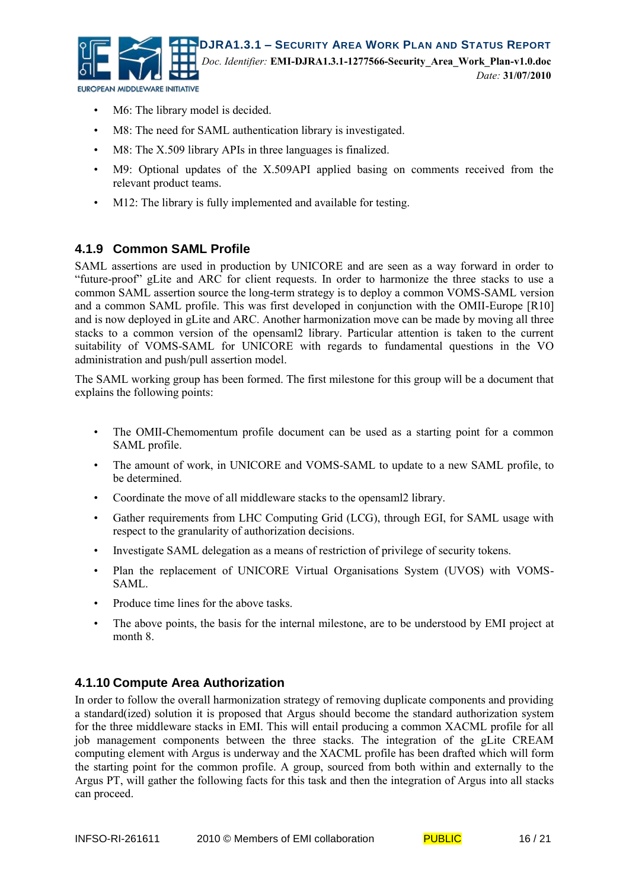- M6: The library model is decided.
- M8: The need for SAML authentication library is investigated.
- M8: The X.509 library APIs in three languages is finalized.
- M9: Optional updates of the X.509API applied basing on comments received from the relevant product teams.
- M12: The library is fully implemented and available for testing.

### 4.1.9 Common SAML Profile

SAML assertions are used in production by UNICORE and are seen as a way forward in order to "future-proof" gLite and ARC for client requests. In order to harmonize the three stacks to use a common SAML assertion source the long-term strategy is to deploy a common VOMS-SAML version and a common SAML profile. This was first developed in conjunction with the OMII-Europe [R10] and is now deployed in gLite and ARC. Another harmonization move can be made by moving all three stacks to a common version of the opensaml2 library. Particular attention is taken to the current suitability of VOMS-SAML for UNICORE with regards to fundamental questions in the VO administration and push/pull assertion model.

The SAML working group has been formed. The first milestone for this group will be a document that explains the following points:

- The OMII-Chemomentum profile document can be used as a starting point for a common SAML profile.
- The amount of work, in UNICORE and VOMS-SAML to update to a new SAML profile, to be determined.
- Coordinate the move of all middleware stacks to the opensaml2 library.
- Gather requirements from LHC Computing Grid (LCG), through EGI, for SAML usage with respect to the granularity of authorization decisions.
- Investigate SAML delegation as a means of restriction of privilege of security tokens.
- Plan the replacement of UNICORE Virtual Organisations System (UVOS) with VOMS-SAML.
- Produce time lines for the above tasks.
- The above points, the basis for the internal milestone, are to be understood by EMI project at month 8.

### 4.1.10 Compute Area Authorization

In order to follow the overall harmonization strategy of removing duplicate components and providing a standard(ized) solution it is proposed that Argus should become the standard authorization system for the three middleware stacks in EMI. This will entail producing a common XACML profile for all job management components between the three stacks. The integration of the gLite CREAM computing element with Argus is underway and the XACML profile has been drafted which will form the starting point for the common profile. A group, sourced from both within and externally to the Argus PT, will gather the following facts for this task and then the integration of Argus into all stacks can proceed.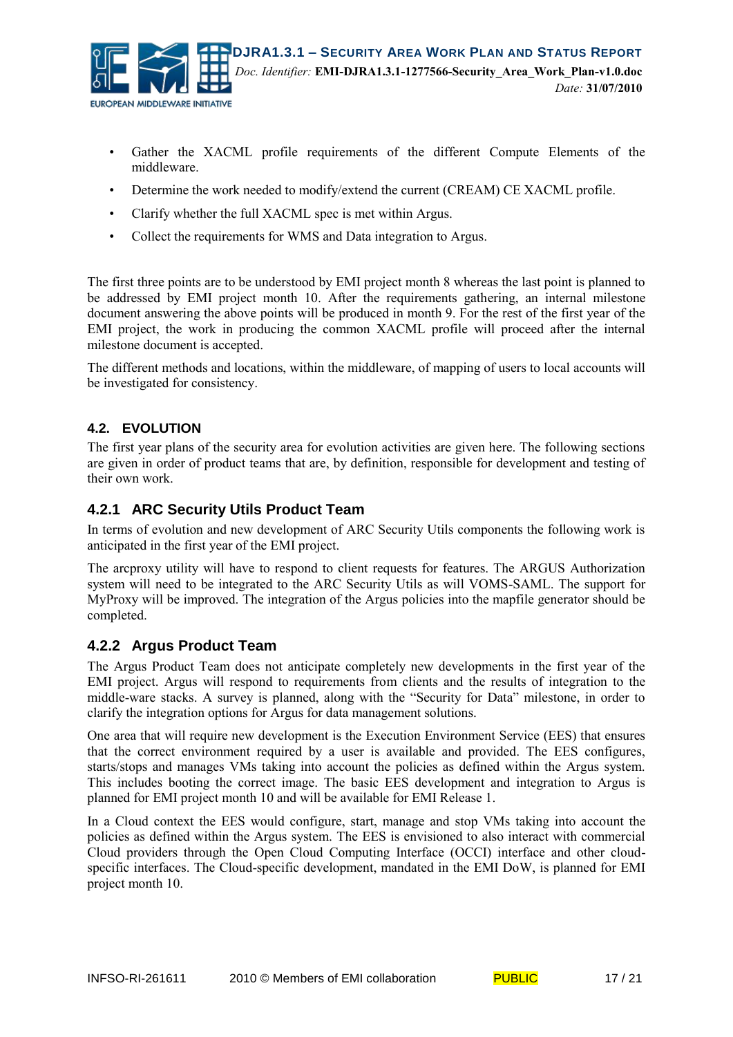- Gather the XACML profile requirements of the different Compute Elements of the middleware.
- Determine the work needed to modify/extend the current (CREAM) CE XACML profile.
- Clarify whether the full XACML spec is met within Argus.
- Collect the requirements for WMS and Data integration to Argus.

The first three points are to be understood by EMI project month 8 whereas the last point is planned to be addressed by EMI project month 10. After the requirements gathering, an internal milestone document answering the above points will be produced in month 9. For the rest of the first year of the EMI project, the work in producing the common XACML profile will proceed after the internal milestone document is accepted.

The different methods and locations, within the middleware, of mapping of users to local accounts will be investigated for consistency.

## 4.2. EVOLUTION

The first year plans of the security area for evolution activities are given here. The following sections are given in order of product teams that are, by definition, responsible for development and testing of their own work.

### 4.2.1 ARC Security Utils Product Team

In terms of evolution and new development of ARC Security Utils components the following work is anticipated in the first year of the EMI project.

The arcproxy utility will have to respond to client requests for features. The ARGUS Authorization system will need to be integrated to the ARC Security Utils as will VOMS-SAML. The support for MyProxy will be improved. The integration of the Argus policies into the mapfile generator should be completed.

### 4.2.2 Argus Product Team

The Argus Product Team does not anticipate completely new developments in the first year of the EMI project. Argus will respond to requirements from clients and the results of integration to the middle-ware stacks. A survey is planned, along with the "Security for Data" milestone, in order to clarify the integration options for Argus for data management solutions.

One area that will require new development is the Execution Environment Service (EES) that ensures that the correct environment required by a user is available and provided. The EES configures, starts/stops and manages VMs taking into account the policies as defined within the Argus system. This includes booting the correct image. The basic EES development and integration to Argus is planned for EMI project month 10 and will be available for EMI Release 1.

In a Cloud context the EES would configure, start, manage and stop VMs taking into account the policies as defined within the Argus system. The EES is envisioned to also interact with commercial Cloud providers through the Open Cloud Computing Interface (OCCI) interface and other cloud-specific interfaces. The Cloud-specific development, mandated in the EMI DoW, is planned for EMI project month 10.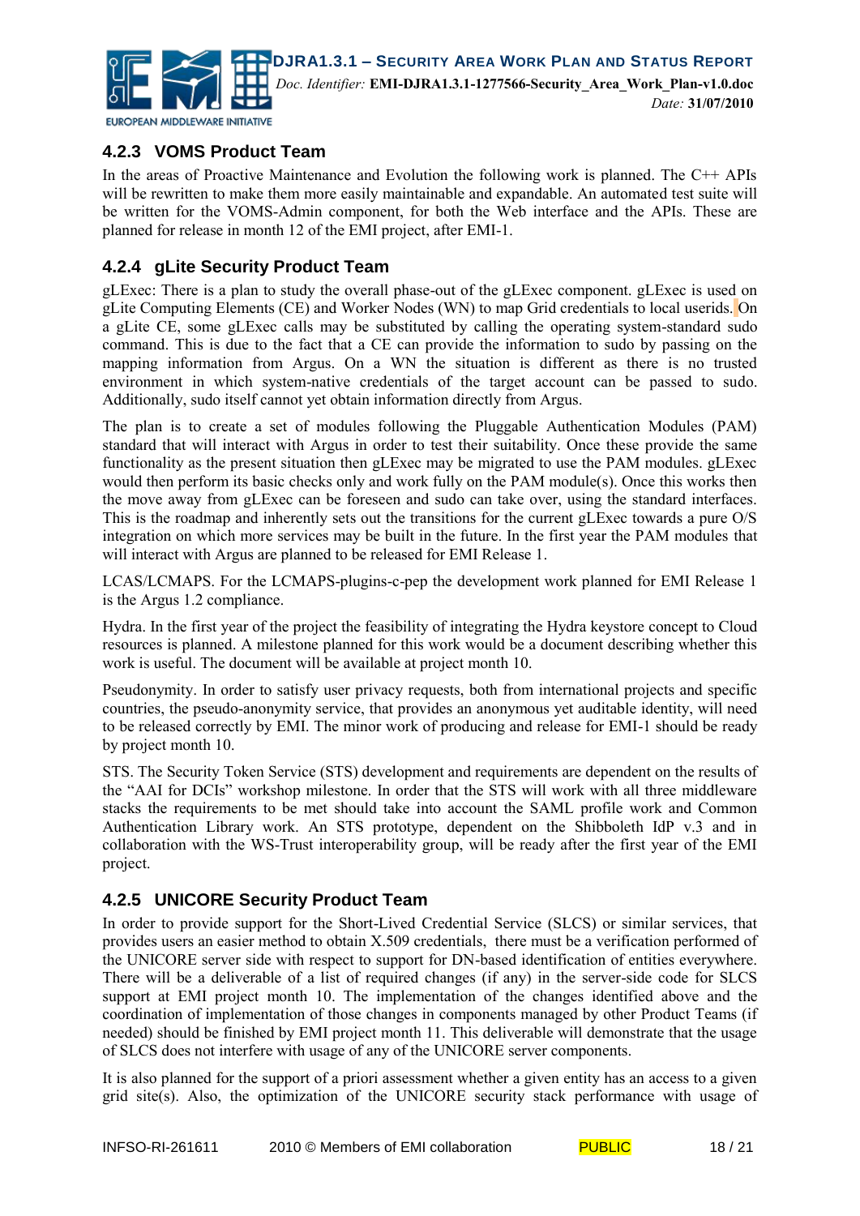### 4.2.3 VOMS Product Team

In the areas of Proactive Maintenance and Evolution the following work is planned. The C++ APIs will be rewritten to make them more easily maintainable and expandable. An automated test suite will be written for the VOMS-Admin component, for both the Web interface and the APIs. These are planned for release in month 12 of the EMI project, after EMI-1.

### 4.2.4 gLite Security Product Team

gLExec: There is a plan to study the overall phase-out of the gLExec component. gLExec is used on gLite Computing Elements (CE) and Worker Nodes (WN) to map Grid credentials to local userids. On a gLite CE, some gLExec calls may be substituted by calling the operating system-standard sudo command. This is due to the fact that a CE can provide the information to sudo by passing on the mapping information from Argus. On a WN the situation is different as there is no trusted environment in which system-native credentials of the target account can be passed to sudo. Additionally, sudo itself cannot yet obtain information directly from Argus.

The plan is to create a set of modules following the Pluggable Authentication Modules (PAM) standard that will interact with Argus in order to test their suitability. Once these provide the same functionality as the present situation then gLExec may be migrated to use the PAM modules. gLExec would then perform its basic checks only and work fully on the PAM module(s). Once this works then the move away from gLExec can be foreseen and sudo can take over, using the standard interfaces. This is the roadmap and inherently sets out the transitions for the current gLExec towards a pure O/S integration on which more services may be built in the future. In the first year the PAM modules that will interact with Argus are planned to be released for EMI Release 1.

LCAS/LCMAPS. For the LCMAPS-plugins-c-pep the development work planned for EMI Release 1 is the Argus 1.2 compliance.

Hydra. In the first year of the project the feasibility of integrating the Hydra keystore concept to Cloud resources is planned. A milestone planned for this work would be a document describing whether this work is useful. The document will be available at project month 10.

Pseudonymity. In order to satisfy user privacy requests, both from international projects and specific countries, the pseudo-anonymity service, that provides an anonymous yet auditable identity, will need to be released correctly by EMI. The minor work of producing and release for EMI-1 should be ready by project month 10.

STS. The Security Token Service (STS) development and requirements are dependent on the results of the “AAI for DCIs” workshop milestone. In order that the STS will work with all three middleware stacks the requirements to be met should take into account the SAML profile work and Common Authentication Library work. An STS prototype, dependent on the Shibboleth IdP v.3 and in collaboration with the WS-Trust interoperability group, will be ready after the first year of the EMI project.

### 4.2.5 UNICORE Security Product Team

In order to provide support for the Short-Lived Credential Service (SLCS) or similar services, that provides users an easier method to obtain X.509 credentials, there must be a verification performed of the UNICORE server side with respect to support for DN-based identification of entities everywhere. There will be a deliverable of a list of required changes (if any) in the server-side code for SLCS support at EMI project month 10. The implementation of the changes identified above and the coordination of implementation of those changes in components managed by other Product Teams (if needed) should be finished by EMI project month 11. This deliverable will demonstrate that the usage of SLCS does not interfere with usage of any of the UNICORE server components.

It is also planned for the support of a priori assessment whether a given entity has an access to a given grid site(s). Also, the optimization of the UNICORE security stack performance with usage of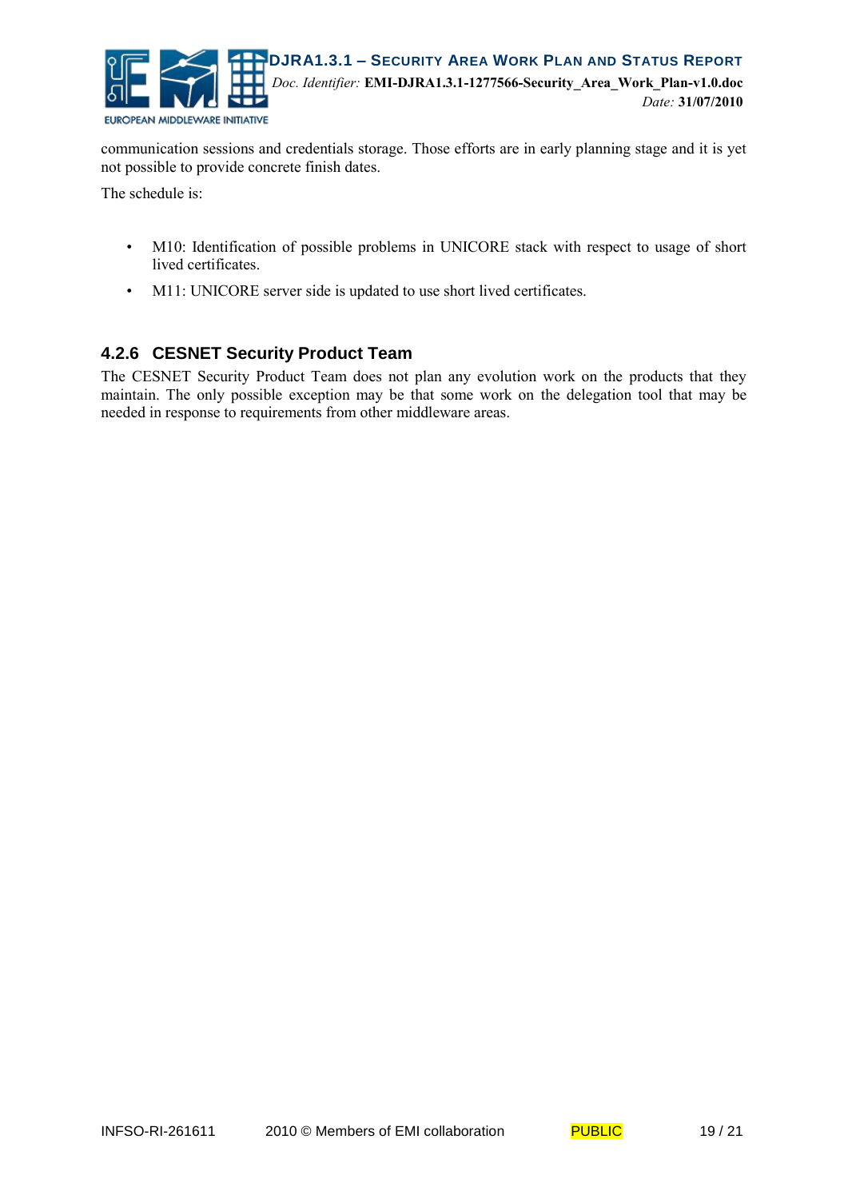communication sessions and credentials storage. Those efforts are in early planning stage and it is yet not possible to provide concrete finish dates.

The schedule is:

- M10: Identification of possible problems in UNICORE stack with respect to usage of short lived certificates.
- M11: UNICORE server side is updated to use short lived certificates.

### 4.2.6 CESNET Security Product Team

The CESNET Security Product Team does not plan any evolution work on the products that they maintain. The only possible exception may be that some work on the delegation tool that may be needed in response to requirements from other middleware areas.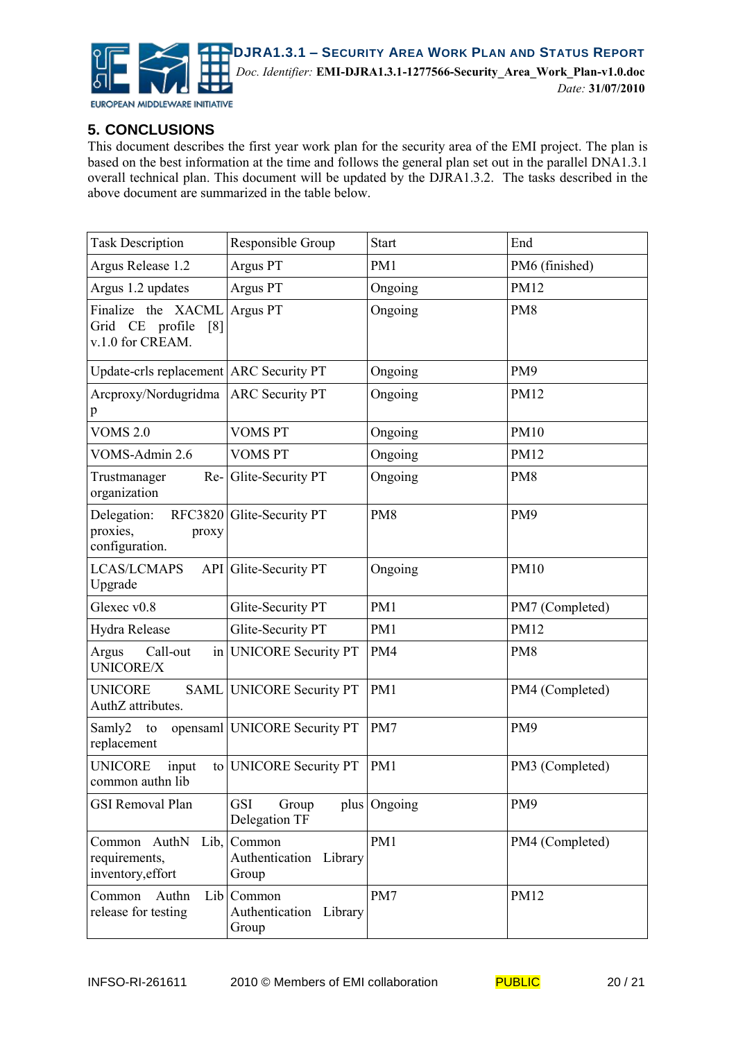## 5. CONCLUSIONS

This document describes the first year work plan for the security area of the EMI project. The plan is based on the best information at the time and follows the general plan set out in the parallel DNA1.3.1 overall technical plan. This document will be updated by the DJRA1.3.2. The tasks described in the above document are summarized in the table below.

| Task Description | Responsible Group | Start | End |
|---|---|---|---|
| Argus Release 1.2 | Argus PT | PM1 | PM6 (finished) |
| Argus 1.2 updates | Argus PT | Ongoing | PM12 |
| Finalize the XACML Grid CE profile [8] v.1.0 for CREAM. | Argus PT | Ongoing | PM8 |
| Update-crls replacement | ARC Security PT | Ongoing | PM9 |
| Arcproxy/Nordugridmap | ARC Security PT | Ongoing | PM12 |
| VOMS 2.0 | VOMS PT | Ongoing | PM10 |
| VOMS-Admin 2.6 | VOMS PT | Ongoing | PM12 |
| Trustmanager Re-organization | Glite-Security PT | Ongoing | PM8 |
| Delegation: RFC3820 proxies, proxy configuration. | Glite-Security PT | PM8 | PM9 |
| LCAS/LCMAPS API Upgrade | Glite-Security PT | Ongoing | PM10 |
| Glexec v0.8 | Glite-Security PT | PM1 | PM7 (Completed) |
| Hydra Release | Glite-Security PT | PM1 | PM12 |
| Argus Call-out in UNICORE/X | UNICORE Security PT | PM4 | PM8 |
| UNICORE SAML AuthZ attributes. | UNICORE Security PT | PM1 | PM4 (Completed) |
| Samly2 to opensaml replacement | UNICORE Security PT | PM7 | PM9 |
| UNICORE input to common authn lib | UNICORE Security PT | PM1 | PM3 (Completed) |
| GSI Removal Plan | GSI Group plus Delegation TF | Ongoing | PM9 |
| Common AuthN Lib, requirements, inventory,effort | Common Authentication Library Group | PM1 | PM4 (Completed) |
| Common Authn Lib release for testing | Common Authentication Library Group | PM7 | PM12 |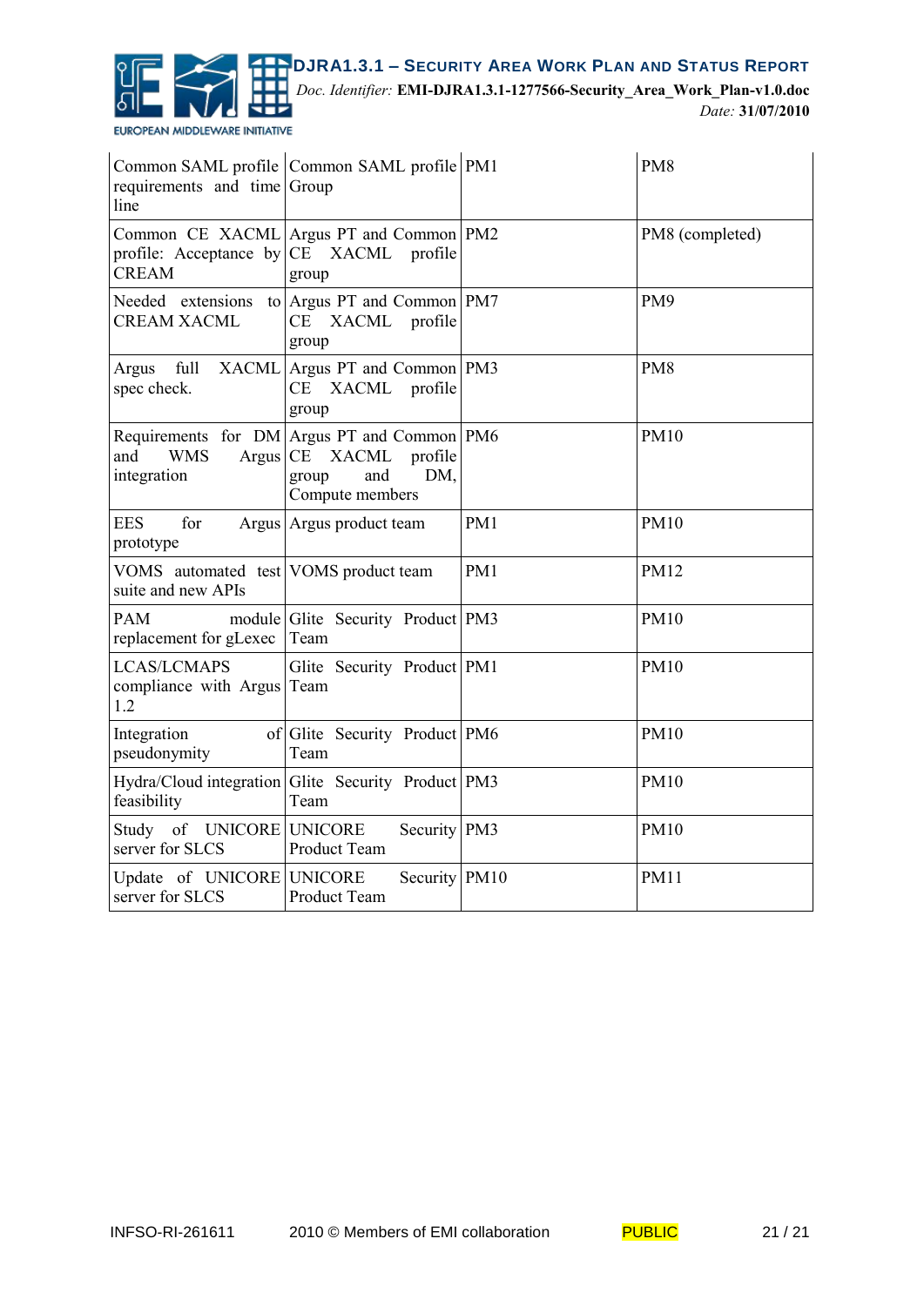| | | | |
|---|---|---|---|
| Common SAML profile requirements and time line | Common SAML profile Group | PM1 | PM8 |
| Common CE XACML profile: Acceptance by CREAM | Argus PT and Common CE XACML profile group | PM2 | PM8 (completed) |
| Needed extensions to CREAM XACML | Argus PT and Common CE XACML profile group | PM7 | PM9 |
| Argus full XACML spec check. | Argus PT and Common CE XACML profile group | PM3 | PM8 |
| Requirements for DM and WMS Argus integration | Argus PT and Common CE XACML profile group and DM, Compute members | PM6 | PM10 |
| EES for Argus prototype | Argus product team | PM1 | PM10 |
| VOMS automated test suite and new APIs | VOMS product team | PM1 | PM12 |
| PAM module replacement for gLexec | Glite Security Product Team | PM3 | PM10 |
| LCAS/LCMAPS compliance with Argus 1.2 | Glite Security Product Team | PM1 | PM10 |
| Integration of pseudonymity | Glite Security Product Team | PM6 | PM10 |
| Hydra/Cloud integration feasibility | Glite Security Product Team | PM3 | PM10 |
| Study of UNICORE server for SLCS | UNICORE Security Product Team | PM3 | PM10 |
| Update of UNICORE server for SLCS | UNICORE Security Product Team | PM10 | PM11 |